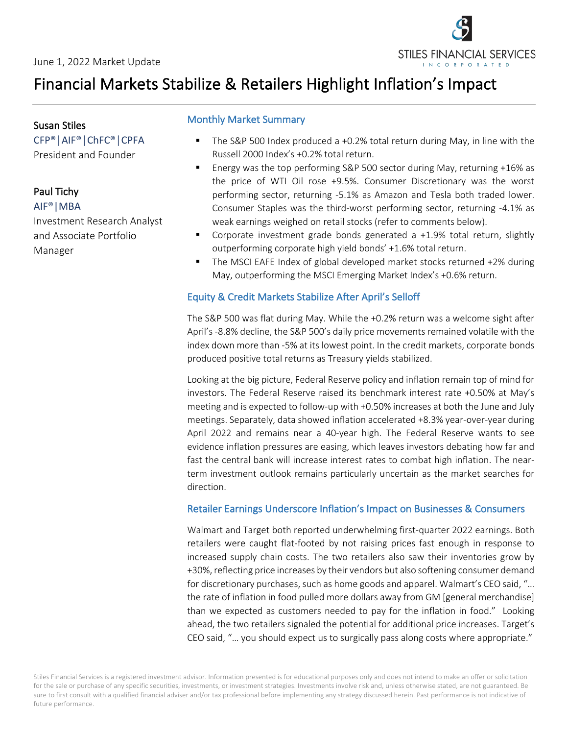June 1, 2022 Market Update

STILES FINANCIAL SERVICES INCORPORATED

# Financial Markets Stabilize & Retailers Highlight Inflation's Impact

**Susan Stiles**
CFP®|AIF®|ChFC®|CPFA
President and Founder

**Paul Tichy**
AIF®|MBA
Investment Research Analyst and Associate Portfolio Manager

## Monthly Market Summary

- The S&P 500 Index produced a +0.2% total return during May, in line with the Russell 2000 Index's +0.2% total return.
- Energy was the top performing S&P 500 sector during May, returning +16% as the price of WTI Oil rose +9.5%. Consumer Discretionary was the worst performing sector, returning -5.1% as Amazon and Tesla both traded lower. Consumer Staples was the third-worst performing sector, returning -4.1% as weak earnings weighed on retail stocks (refer to comments below).
- Corporate investment grade bonds generated a +1.9% total return, slightly outperforming corporate high yield bonds' +1.6% total return.
- The MSCI EAFE Index of global developed market stocks returned +2% during May, outperforming the MSCI Emerging Market Index's +0.6% return.

## Equity & Credit Markets Stabilize After April's Selloff

The S&P 500 was flat during May. While the +0.2% return was a welcome sight after April's -8.8% decline, the S&P 500's daily price movements remained volatile with the index down more than -5% at its lowest point. In the credit markets, corporate bonds produced positive total returns as Treasury yields stabilized.

Looking at the big picture, Federal Reserve policy and inflation remain top of mind for investors. The Federal Reserve raised its benchmark interest rate +0.50% at May's meeting and is expected to follow-up with +0.50% increases at both the June and July meetings. Separately, data showed inflation accelerated +8.3% year-over-year during April 2022 and remains near a 40-year high. The Federal Reserve wants to see evidence inflation pressures are easing, which leaves investors debating how far and fast the central bank will increase interest rates to combat high inflation. The near-term investment outlook remains particularly uncertain as the market searches for direction.

## Retailer Earnings Underscore Inflation's Impact on Businesses & Consumers

Walmart and Target both reported underwhelming first-quarter 2022 earnings. Both retailers were caught flat-footed by not raising prices fast enough in response to increased supply chain costs. The two retailers also saw their inventories grow by +30%, reflecting price increases by their vendors but also softening consumer demand for discretionary purchases, such as home goods and apparel. Walmart's CEO said, "… the rate of inflation in food pulled more dollars away from GM [general merchandise] than we expected as customers needed to pay for the inflation in food." Looking ahead, the two retailers signaled the potential for additional price increases. Target's CEO said, "… you should expect us to surgically pass along costs where appropriate."

Stiles Financial Services is a registered investment advisor. Information presented is for educational purposes only and does not intend to make an offer or solicitation for the sale or purchase of any specific securities, investments, or investment strategies. Investments involve risk and, unless otherwise stated, are not guaranteed. Be sure to first consult with a qualified financial adviser and/or tax professional before implementing any strategy discussed herein. Past performance is not indicative of future performance.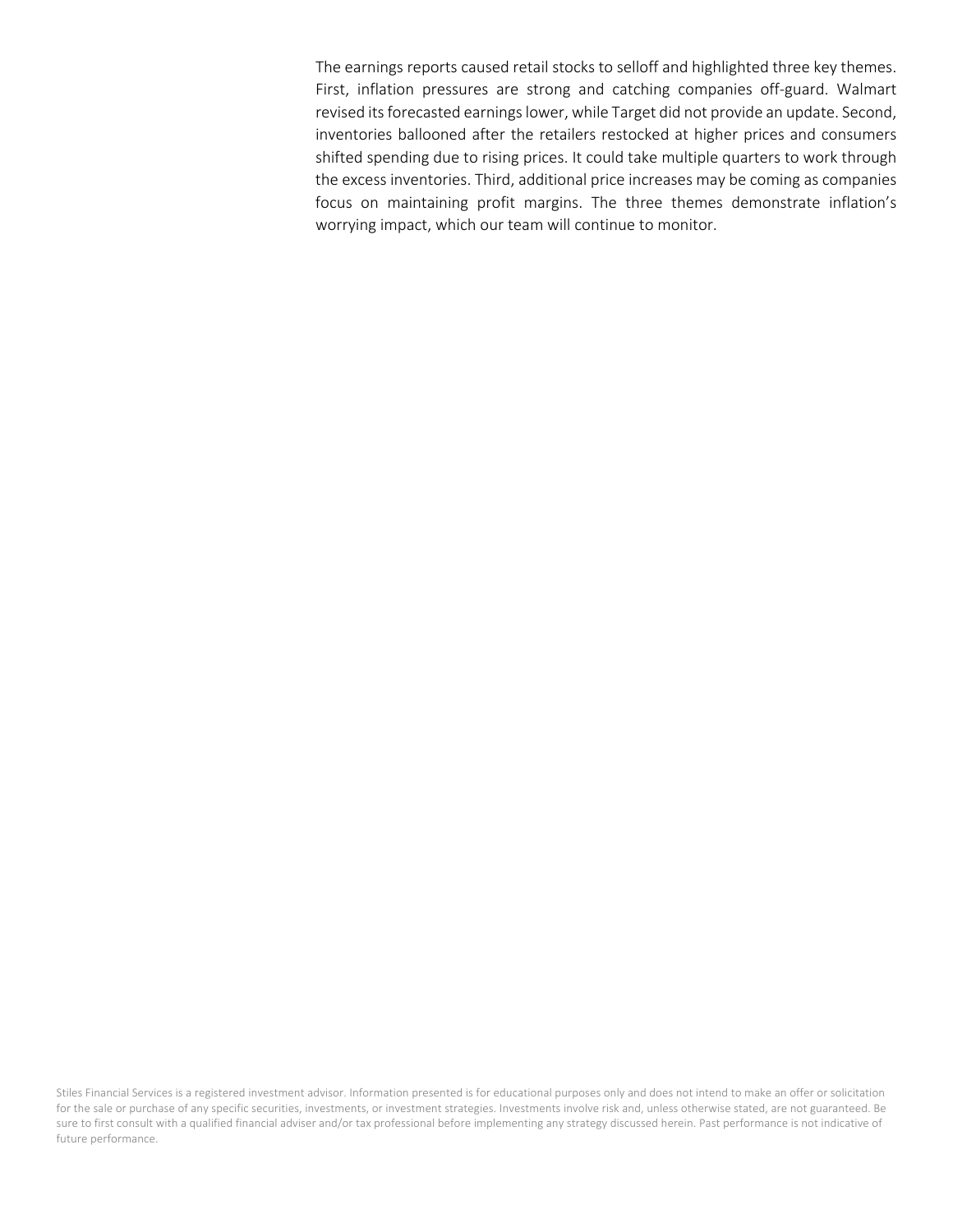The earnings reports caused retail stocks to selloff and highlighted three key themes. First, inflation pressures are strong and catching companies off-guard. Walmart revised its forecasted earnings lower, while Target did not provide an update. Second, inventories ballooned after the retailers restocked at higher prices and consumers shifted spending due to rising prices. It could take multiple quarters to work through the excess inventories. Third, additional price increases may be coming as companies focus on maintaining profit margins. The three themes demonstrate inflation's worrying impact, which our team will continue to monitor.

Stiles Financial Services is a registered investment advisor. Information presented is for educational purposes only and does not intend to make an offer or solicitation for the sale or purchase of any specific securities, investments, or investment strategies. Investments involve risk and, unless otherwise stated, are not guaranteed. Be sure to first consult with a qualified financial adviser and/or tax professional before implementing any strategy discussed herein. Past performance is not indicative of future performance.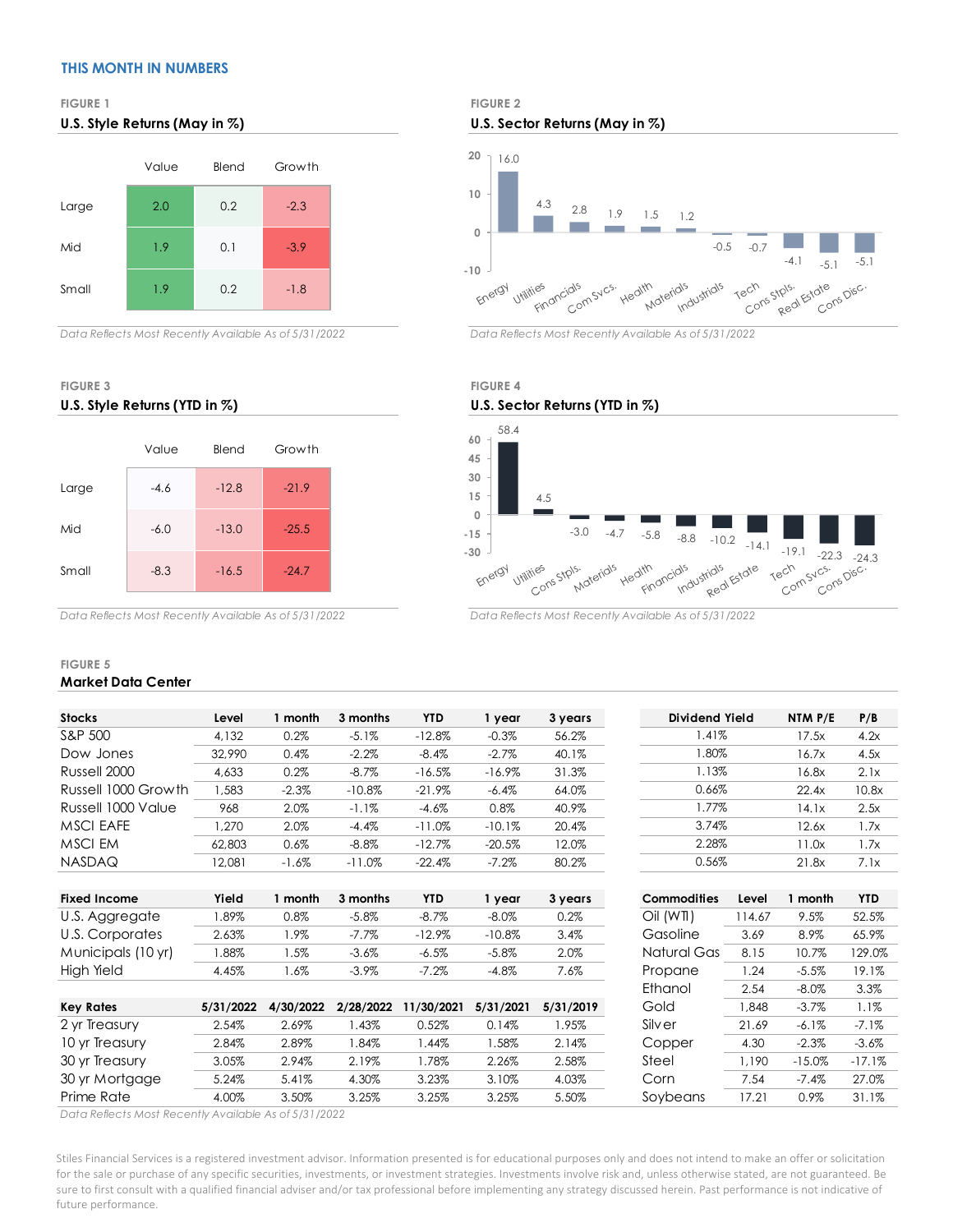## THIS MONTH IN NUMBERS

**FIGURE 1**

**U.S. Style Returns (May in %)**

| | Value | Blend | Growth |
|---|---|---|---|
| Large | 2.0 | 0.2 | -2.3 |
| Mid | 1.9 | 0.1 | -3.9 |
| Small | 1.9 | 0.2 | -1.8 |

*Data Reflects Most Recently Available As of 5/31/2022*

**FIGURE 2**

**U.S. Sector Returns (May in %)**

20
10
0
-10

16.0
4.3
2.8
1.9
1.5
1.2
-0.5
-0.7
-4.1
-5.1
-5.1

Energy
Utilities
Financials
Com Svcs.
Health
Materials
Industrials
Tech
Cons Stpls.
Real Estate
Cons Disc.

*Data Reflects Most Recently Available As of 5/31/2022*

**FIGURE 3**

**U.S. Style Returns (YTD in %)**

| | Value | Blend | Growth |
|---|---|---|---|
| Large | -4.6 | -12.8 | -21.9 |
| Mid | -6.0 | -13.0 | -25.5 |
| Small | -8.3 | -16.5 | -24.7 |

*Data Reflects Most Recently Available As of 5/31/2022*

**FIGURE 4**

**U.S. Sector Returns (YTD in %)**

60
45
30
15
0
-15
-30

58.4
4.5
-3.0
-4.7
-5.8
-8.8
-10.2
-14.1
-19.1
-22.3
-24.3

Energy
Utilities
Cons Stpls.
Materials
Health
Financials
Industrials
Real Estate
Tech
Com Svcs.
Cons Disc.

*Data Reflects Most Recently Available As of 5/31/2022*

**FIGURE 5**

**Market Data Center**

| Stocks | Level | 1 month | 3 months | YTD | 1 year | 3 years | Dividend Yield | NTM P/E | P/B |
|---|---|---|---|---|---|---|---|---|---|
| S&P 500 | 4,132 | 0.2% | -5.1% | -12.8% | -0.3% | 56.2% | 1.41% | 17.5x | 4.2x |
| Dow Jones | 32,990 | 0.4% | -2.2% | -8.4% | -2.7% | 40.1% | 1.80% | 16.7x | 4.5x |
| Russell 2000 | 4,633 | 0.2% | -8.7% | -16.5% | -16.9% | 31.3% | 1.13% | 16.8x | 2.1x |
| Russell 1000 Growth | 1,583 | -2.3% | -10.8% | -21.9% | -6.4% | 64.0% | 0.66% | 22.4x | 10.8x |
| Russell 1000 Value | 968 | 2.0% | -1.1% | -4.6% | 0.8% | 40.9% | 1.77% | 14.1x | 2.5x |
| MSCI EAFE | 1,270 | 2.0% | -4.4% | -11.0% | -10.1% | 20.4% | 3.74% | 12.6x | 1.7x |
| MSCI EM | 62,803 | 0.6% | -8.8% | -12.7% | -20.5% | 12.0% | 2.28% | 11.0x | 1.7x |
| NASDAQ | 12,081 | -1.6% | -11.0% | -22.4% | -7.2% | 80.2% | 0.56% | 21.8x | 7.1x |

| Fixed Income | Yield | 1 month | 3 months | YTD | 1 year | 3 years |
|---|---|---|---|---|---|---|
| U.S. Aggregate | 1.89% | 0.8% | -5.8% | -8.7% | -8.0% | 0.2% |
| U.S. Corporates | 2.63% | 1.9% | -7.7% | -12.9% | -10.8% | 3.4% |
| Municipals (10 yr) | 1.88% | 1.5% | -3.6% | -6.5% | -5.8% | 2.0% |
| High Yield | 4.45% | 1.6% | -3.9% | -7.2% | -4.8% | 7.6% |

| Key Rates | 5/31/2022 | 4/30/2022 | 2/28/2022 | 11/30/2021 | 5/31/2021 | 5/31/2019 |
|---|---|---|---|---|---|---|
| 2 yr Treasury | 2.54% | 2.69% | 1.43% | 0.52% | 0.14% | 1.95% |
| 10 yr Treasury | 2.84% | 2.89% | 1.84% | 1.44% | 1.58% | 2.14% |
| 30 yr Treasury | 3.05% | 2.94% | 2.19% | 1.78% | 2.26% | 2.58% |
| 30 yr Mortgage | 5.24% | 5.41% | 4.30% | 3.23% | 3.10% | 4.03% |
| Prime Rate | 4.00% | 3.50% | 3.25% | 3.25% | 3.25% | 5.50% |

| Commodities | Level | 1 month | YTD |
|---|---|---|---|
| Oil (WTI) | 114.67 | 9.5% | 52.5% |
| Gasoline | 3.69 | 8.9% | 65.9% |
| Natural Gas | 8.15 | 10.7% | 129.0% |
| Propane | 1.24 | -5.5% | 19.1% |
| Ethanol | 2.54 | -8.0% | 3.3% |
| Gold | 1,848 | -3.7% | 1.1% |
| Silver | 21.69 | -6.1% | -7.1% |
| Copper | 4.30 | -2.3% | -3.6% |
| Steel | 1,190 | -15.0% | -17.1% |
| Corn | 7.54 | -7.4% | 27.0% |
| Soybeans | 17.21 | 0.9% | 31.1% |

*Data Reflects Most Recently Available As of 5/31/2022*

Stiles Financial Services is a registered investment advisor. Information presented is for educational purposes only and does not intend to make an offer or solicitation for the sale or purchase of any specific securities, investments, or investment strategies. Investments involve risk and, unless otherwise stated, are not guaranteed. Be sure to first consult with a qualified financial adviser and/or tax professional before implementing any strategy discussed herein. Past performance is not indicative of future performance.